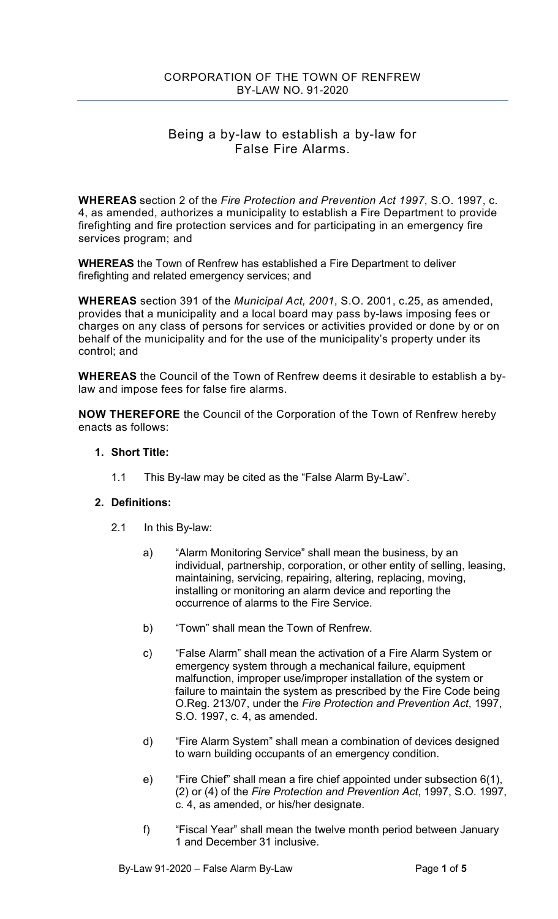CORPORATION OF THE TOWN OF RENFREW
BY-LAW NO. 91-2020

# Being a by-law to establish a by-law for False Fire Alarms.

**WHEREAS** section 2 of the *Fire Protection and Prevention Act 1997*, S.O. 1997, c. 4, as amended, authorizes a municipality to establish a Fire Department to provide firefighting and fire protection services and for participating in an emergency fire services program; and

**WHEREAS** the Town of Renfrew has established a Fire Department to deliver firefighting and related emergency services; and

**WHEREAS** section 391 of the *Municipal Act, 2001*, S.O. 2001, c.25, as amended, provides that a municipality and a local board may pass by-laws imposing fees or charges on any class of persons for services or activities provided or done by or on behalf of the municipality and for the use of the municipality's property under its control; and

**WHEREAS** the Council of the Town of Renfrew deems it desirable to establish a by-law and impose fees for false fire alarms.

**NOW THEREFORE** the Council of the Corporation of the Town of Renfrew hereby enacts as follows:

**1. Short Title:**

1.1 This By-law may be cited as the "False Alarm By-Law".

**2. Definitions:**

2.1 In this By-law:

a) "Alarm Monitoring Service" shall mean the business, by an individual, partnership, corporation, or other entity of selling, leasing, maintaining, servicing, repairing, altering, replacing, moving, installing or monitoring an alarm device and reporting the occurrence of alarms to the Fire Service.

b) "Town" shall mean the Town of Renfrew.

c) "False Alarm" shall mean the activation of a Fire Alarm System or emergency system through a mechanical failure, equipment malfunction, improper use/improper installation of the system or failure to maintain the system as prescribed by the Fire Code being O.Reg. 213/07, under the *Fire Protection and Prevention Act*, 1997, S.O. 1997, c. 4, as amended.

d) "Fire Alarm System" shall mean a combination of devices designed to warn building occupants of an emergency condition.

e) "Fire Chief" shall mean a fire chief appointed under subsection 6(1), (2) or (4) of the *Fire Protection and Prevention Act*, 1997, S.O. 1997, c. 4, as amended, or his/her designate.

f) "Fiscal Year" shall mean the twelve month period between January 1 and December 31 inclusive.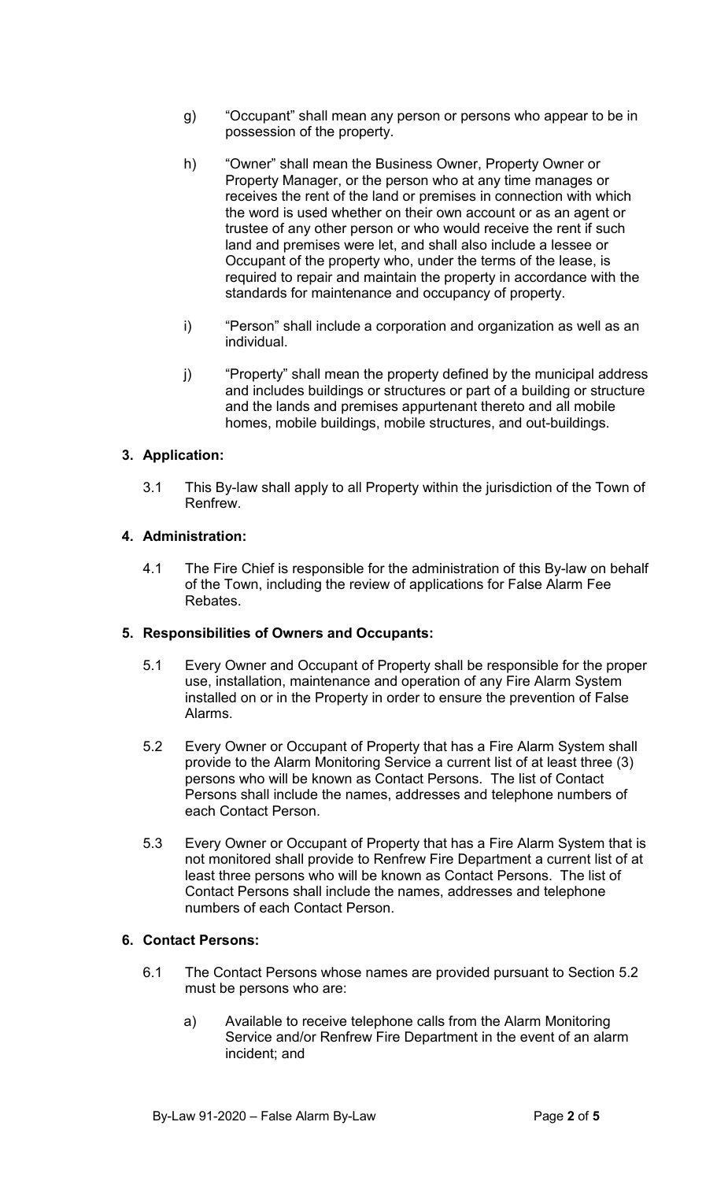g) "Occupant" shall mean any person or persons who appear to be in possession of the property.

h) "Owner" shall mean the Business Owner, Property Owner or Property Manager, or the person who at any time manages or receives the rent of the land or premises in connection with which the word is used whether on their own account or as an agent or trustee of any other person or who would receive the rent if such land and premises were let, and shall also include a lessee or Occupant of the property who, under the terms of the lease, is required to repair and maintain the property in accordance with the standards for maintenance and occupancy of property.

i) "Person" shall include a corporation and organization as well as an individual.

j) "Property" shall mean the property defined by the municipal address and includes buildings or structures or part of a building or structure and the lands and premises appurtenant thereto and all mobile homes, mobile buildings, mobile structures, and out-buildings.

## 3. Application:

3.1 This By-law shall apply to all Property within the jurisdiction of the Town of Renfrew.

## 4. Administration:

4.1 The Fire Chief is responsible for the administration of this By-law on behalf of the Town, including the review of applications for False Alarm Fee Rebates.

## 5. Responsibilities of Owners and Occupants:

5.1 Every Owner and Occupant of Property shall be responsible for the proper use, installation, maintenance and operation of any Fire Alarm System installed on or in the Property in order to ensure the prevention of False Alarms.

5.2 Every Owner or Occupant of Property that has a Fire Alarm System shall provide to the Alarm Monitoring Service a current list of at least three (3) persons who will be known as Contact Persons. The list of Contact Persons shall include the names, addresses and telephone numbers of each Contact Person.

5.3 Every Owner or Occupant of Property that has a Fire Alarm System that is not monitored shall provide to Renfrew Fire Department a current list of at least three persons who will be known as Contact Persons. The list of Contact Persons shall include the names, addresses and telephone numbers of each Contact Person.

## 6. Contact Persons:

6.1 The Contact Persons whose names are provided pursuant to Section 5.2 must be persons who are:

a) Available to receive telephone calls from the Alarm Monitoring Service and/or Renfrew Fire Department in the event of an alarm incident; and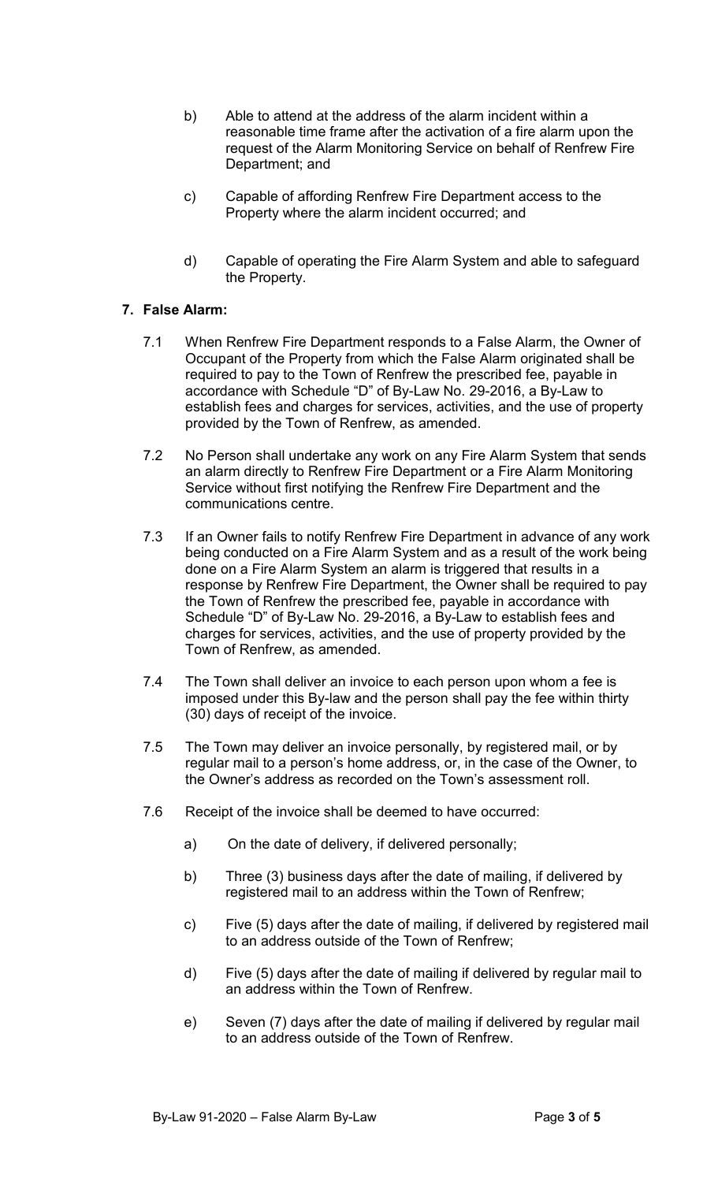b) Able to attend at the address of the alarm incident within a reasonable time frame after the activation of a fire alarm upon the request of the Alarm Monitoring Service on behalf of Renfrew Fire Department; and

c) Capable of affording Renfrew Fire Department access to the Property where the alarm incident occurred; and

d) Capable of operating the Fire Alarm System and able to safeguard the Property.

**7. False Alarm:**

7.1 When Renfrew Fire Department responds to a False Alarm, the Owner of Occupant of the Property from which the False Alarm originated shall be required to pay to the Town of Renfrew the prescribed fee, payable in accordance with Schedule "D" of By-Law No. 29-2016, a By-Law to establish fees and charges for services, activities, and the use of property provided by the Town of Renfrew, as amended.

7.2 No Person shall undertake any work on any Fire Alarm System that sends an alarm directly to Renfrew Fire Department or a Fire Alarm Monitoring Service without first notifying the Renfrew Fire Department and the communications centre.

7.3 If an Owner fails to notify Renfrew Fire Department in advance of any work being conducted on a Fire Alarm System and as a result of the work being done on a Fire Alarm System an alarm is triggered that results in a response by Renfrew Fire Department, the Owner shall be required to pay the Town of Renfrew the prescribed fee, payable in accordance with Schedule "D" of By-Law No. 29-2016, a By-Law to establish fees and charges for services, activities, and the use of property provided by the Town of Renfrew, as amended.

7.4 The Town shall deliver an invoice to each person upon whom a fee is imposed under this By-law and the person shall pay the fee within thirty (30) days of receipt of the invoice.

7.5 The Town may deliver an invoice personally, by registered mail, or by regular mail to a person's home address, or, in the case of the Owner, to the Owner's address as recorded on the Town's assessment roll.

7.6 Receipt of the invoice shall be deemed to have occurred:

a) On the date of delivery, if delivered personally;

b) Three (3) business days after the date of mailing, if delivered by registered mail to an address within the Town of Renfrew;

c) Five (5) days after the date of mailing, if delivered by registered mail to an address outside of the Town of Renfrew;

d) Five (5) days after the date of mailing if delivered by regular mail to an address within the Town of Renfrew.

e) Seven (7) days after the date of mailing if delivered by regular mail to an address outside of the Town of Renfrew.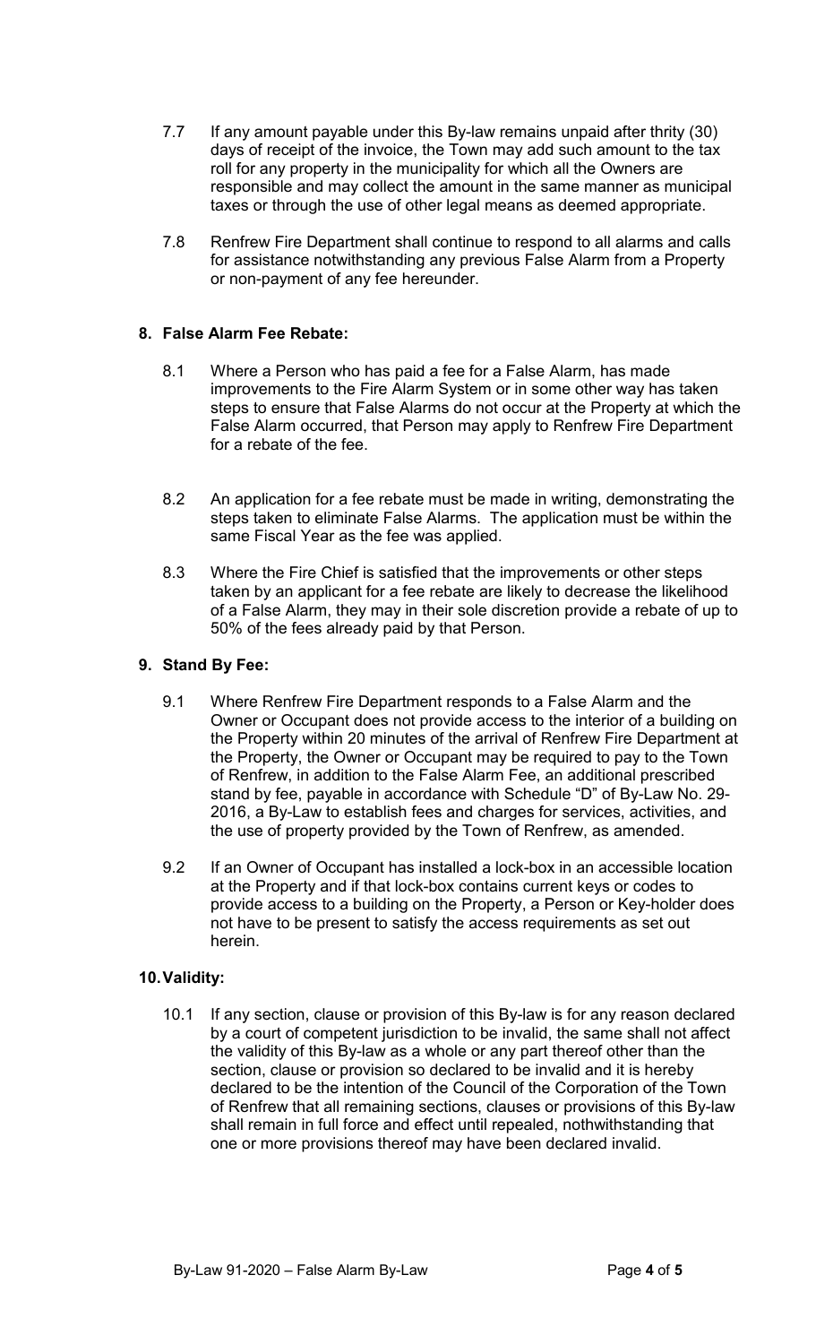7.7 If any amount payable under this By-law remains unpaid after thrity (30) days of receipt of the invoice, the Town may add such amount to the tax roll for any property in the municipality for which all the Owners are responsible and may collect the amount in the same manner as municipal taxes or through the use of other legal means as deemed appropriate.

7.8 Renfrew Fire Department shall continue to respond to all alarms and calls for assistance notwithstanding any previous False Alarm from a Property or non-payment of any fee hereunder.

**8. False Alarm Fee Rebate:**

8.1 Where a Person who has paid a fee for a False Alarm, has made improvements to the Fire Alarm System or in some other way has taken steps to ensure that False Alarms do not occur at the Property at which the False Alarm occurred, that Person may apply to Renfrew Fire Department for a rebate of the fee.

8.2 An application for a fee rebate must be made in writing, demonstrating the steps taken to eliminate False Alarms. The application must be within the same Fiscal Year as the fee was applied.

8.3 Where the Fire Chief is satisfied that the improvements or other steps taken by an applicant for a fee rebate are likely to decrease the likelihood of a False Alarm, they may in their sole discretion provide a rebate of up to 50% of the fees already paid by that Person.

**9. Stand By Fee:**

9.1 Where Renfrew Fire Department responds to a False Alarm and the Owner or Occupant does not provide access to the interior of a building on the Property within 20 minutes of the arrival of Renfrew Fire Department at the Property, the Owner or Occupant may be required to pay to the Town of Renfrew, in addition to the False Alarm Fee, an additional prescribed stand by fee, payable in accordance with Schedule "D" of By-Law No. 29-2016, a By-Law to establish fees and charges for services, activities, and the use of property provided by the Town of Renfrew, as amended.

9.2 If an Owner of Occupant has installed a lock-box in an accessible location at the Property and if that lock-box contains current keys or codes to provide access to a building on the Property, a Person or Key-holder does not have to be present to satisfy the access requirements as set out herein.

**10. Validity:**

10.1 If any section, clause or provision of this By-law is for any reason declared by a court of competent jurisdiction to be invalid, the same shall not affect the validity of this By-law as a whole or any part thereof other than the section, clause or provision so declared to be invalid and it is hereby declared to be the intention of the Council of the Corporation of the Town of Renfrew that all remaining sections, clauses or provisions of this By-law shall remain in full force and effect until repealed, nothwithstanding that one or more provisions thereof may have been declared invalid.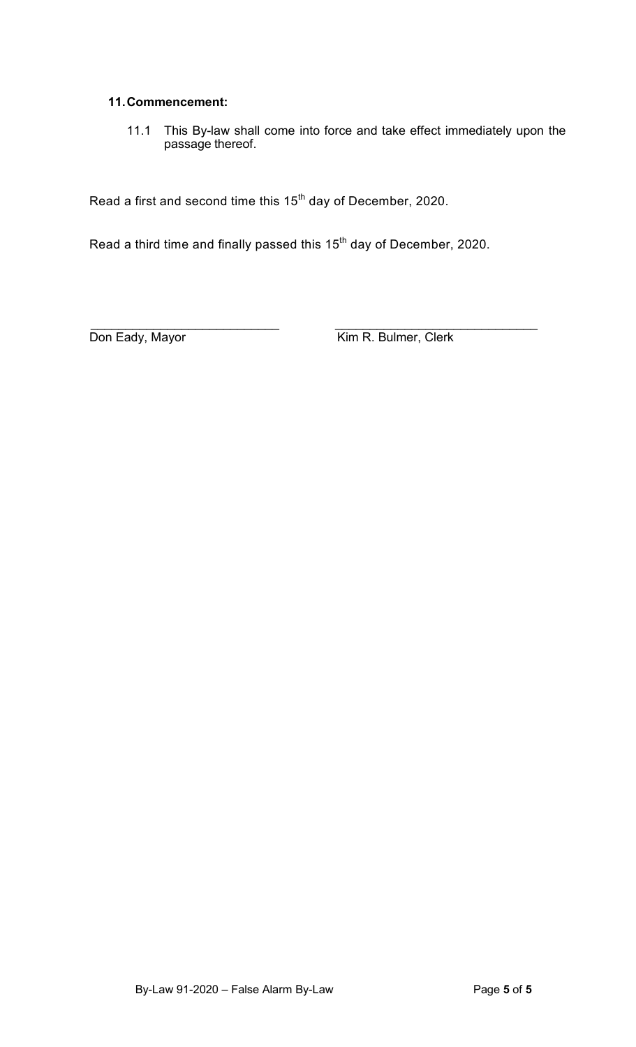**11. Commencement:**

11.1 This By-law shall come into force and take effect immediately upon the passage thereof.

Read a first and second time this 15th day of December, 2020.

Read a third time and finally passed this 15th day of December, 2020.

\_\_\_\_\_\_\_\_\_\_\_\_\_\_\_\_\_\_\_\_\_\_\_\_\_\_\_\_
Don Eady, Mayor

\_\_\_\_\_\_\_\_\_\_\_\_\_\_\_\_\_\_\_\_\_\_\_\_\_\_\_\_
Kim R. Bulmer, Clerk